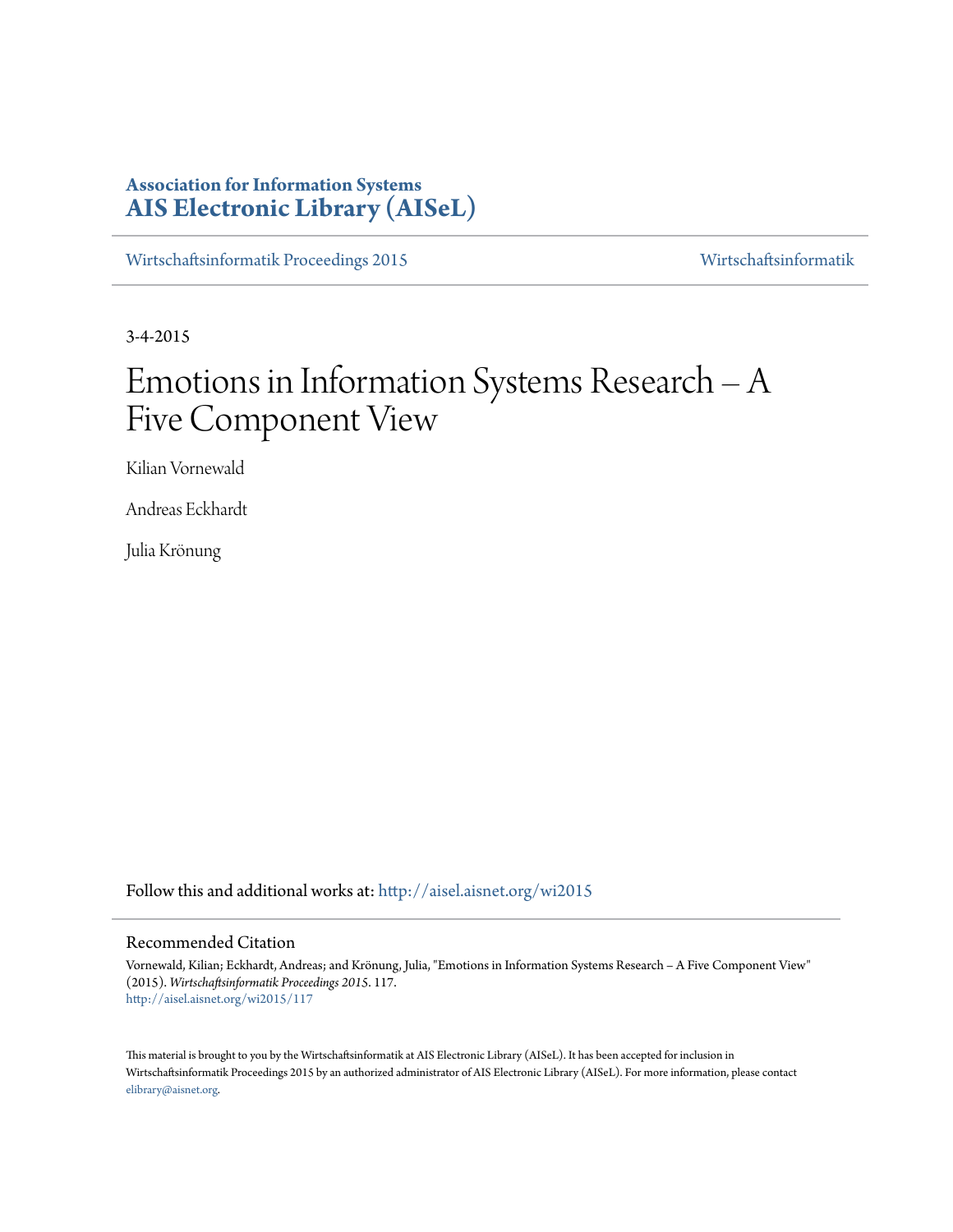**Association for Information Systems**
**AIS Electronic Library (AISeL)**

Wirtschaftsinformatik Proceedings 2015 | Wirtschaftsinformatik

3-4-2015

# Emotions in Information Systems Research – A Five Component View

Kilian Vornewald

Andreas Eckhardt

Julia Krönung

Follow this and additional works at: http://aisel.aisnet.org/wi2015

## Recommended Citation

Vornewald, Kilian; Eckhardt, Andreas; and Krönung, Julia, "Emotions in Information Systems Research – A Five Component View" (2015). *Wirtschaftsinformatik Proceedings 2015*. 117.
http://aisel.aisnet.org/wi2015/117

This material is brought to you by the Wirtschaftsinformatik at AIS Electronic Library (AISeL). It has been accepted for inclusion in Wirtschaftsinformatik Proceedings 2015 by an authorized administrator of AIS Electronic Library (AISeL). For more information, please contact elibrary@aisnet.org.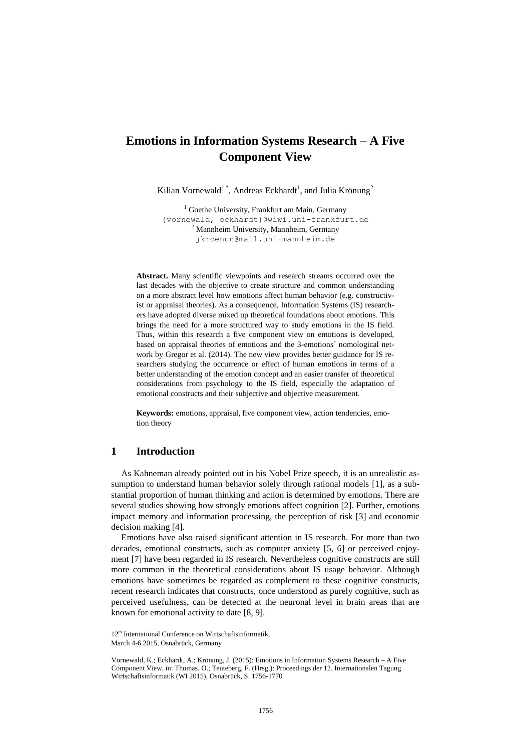# Emotions in Information Systems Research – A Five Component View

Kilian Vornewald[1,*], Andreas Eckhardt[1], and Julia Krönung[2]

[1] Goethe University, Frankfurt am Main, Germany
{vornewald, eckhardt}@wiwi.uni-frankfurt.de
[2] Mannheim University, Mannheim, Germany
jkroenun@mail.uni-mannheim.de

**Abstract.** Many scientific viewpoints and research streams occurred over the last decades with the objective to create structure and common understanding on a more abstract level how emotions affect human behavior (e.g. constructivist or appraisal theories). As a consequence, Information Systems (IS) researchers have adopted diverse mixed up theoretical foundations about emotions. This brings the need for a more structured way to study emotions in the IS field. Thus, within this research a five component view on emotions is developed, based on appraisal theories of emotions and the 3-emotions´ nomological network by Gregor et al. (2014). The new view provides better guidance for IS researchers studying the occurrence or effect of human emotions in terms of a better understanding of the emotion concept and an easier transfer of theoretical considerations from psychology to the IS field, especially the adaptation of emotional constructs and their subjective and objective measurement.

**Keywords:** emotions, appraisal, five component view, action tendencies, emotion theory

## 1 Introduction

As Kahneman already pointed out in his Nobel Prize speech, it is an unrealistic assumption to understand human behavior solely through rational models [1], as a substantial proportion of human thinking and action is determined by emotions. There are several studies showing how strongly emotions affect cognition [2]. Further, emotions impact memory and information processing, the perception of risk [3] and economic decision making [4].

Emotions have also raised significant attention in IS research. For more than two decades, emotional constructs, such as computer anxiety [5, 6] or perceived enjoyment [7] have been regarded in IS research. Nevertheless cognitive constructs are still more common in the theoretical considerations about IS usage behavior. Although emotions have sometimes be regarded as complement to these cognitive constructs, recent research indicates that constructs, once understood as purely cognitive, such as perceived usefulness, can be detected at the neuronal level in brain areas that are known for emotional activity to date [8, 9].

12th International Conference on Wirtschaftsinformatik,
March 4-6 2015, Osnabrück, Germany

Vornewald, K.; Eckhardt, A.; Krönung, J. (2015): Emotions in Information Systems Research – A Five Component View, in: Thomas. O.; Teuteberg, F. (Hrsg.): Proceedings der 12. Internationalen Tagung Wirtschaftsinformatik (WI 2015), Osnabrück, S. 1756-1770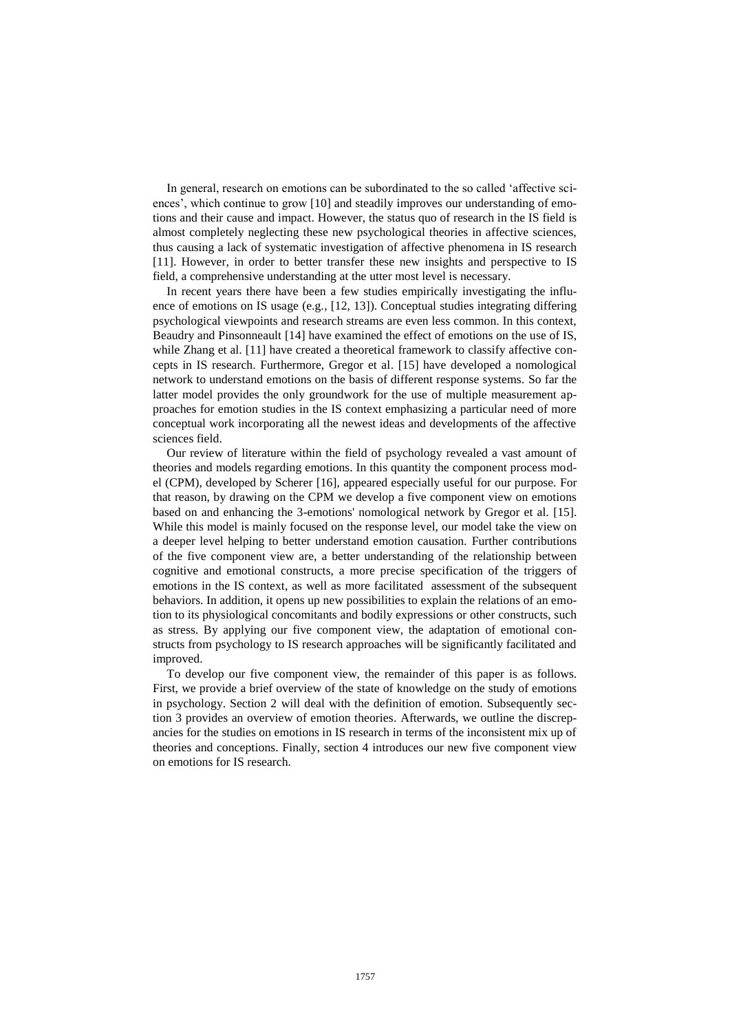In general, research on emotions can be subordinated to the so called 'affective sciences', which continue to grow [10] and steadily improves our understanding of emotions and their cause and impact. However, the status quo of research in the IS field is almost completely neglecting these new psychological theories in affective sciences, thus causing a lack of systematic investigation of affective phenomena in IS research [11]. However, in order to better transfer these new insights and perspective to IS field, a comprehensive understanding at the utter most level is necessary.

In recent years there have been a few studies empirically investigating the influence of emotions on IS usage (e.g., [12, 13]). Conceptual studies integrating differing psychological viewpoints and research streams are even less common. In this context, Beaudry and Pinsonneault [14] have examined the effect of emotions on the use of IS, while Zhang et al. [11] have created a theoretical framework to classify affective concepts in IS research. Furthermore, Gregor et al. [15] have developed a nomological network to understand emotions on the basis of different response systems. So far the latter model provides the only groundwork for the use of multiple measurement approaches for emotion studies in the IS context emphasizing a particular need of more conceptual work incorporating all the newest ideas and developments of the affective sciences field.

Our review of literature within the field of psychology revealed a vast amount of theories and models regarding emotions. In this quantity the component process model (CPM), developed by Scherer [16], appeared especially useful for our purpose. For that reason, by drawing on the CPM we develop a five component view on emotions based on and enhancing the 3-emotions' nomological network by Gregor et al. [15]. While this model is mainly focused on the response level, our model take the view on a deeper level helping to better understand emotion causation. Further contributions of the five component view are, a better understanding of the relationship between cognitive and emotional constructs, a more precise specification of the triggers of emotions in the IS context, as well as more facilitated assessment of the subsequent behaviors. In addition, it opens up new possibilities to explain the relations of an emotion to its physiological concomitants and bodily expressions or other constructs, such as stress. By applying our five component view, the adaptation of emotional constructs from psychology to IS research approaches will be significantly facilitated and improved.

To develop our five component view, the remainder of this paper is as follows. First, we provide a brief overview of the state of knowledge on the study of emotions in psychology. Section 2 will deal with the definition of emotion. Subsequently section 3 provides an overview of emotion theories. Afterwards, we outline the discrepancies for the studies on emotions in IS research in terms of the inconsistent mix up of theories and conceptions. Finally, section 4 introduces our new five component view on emotions for IS research.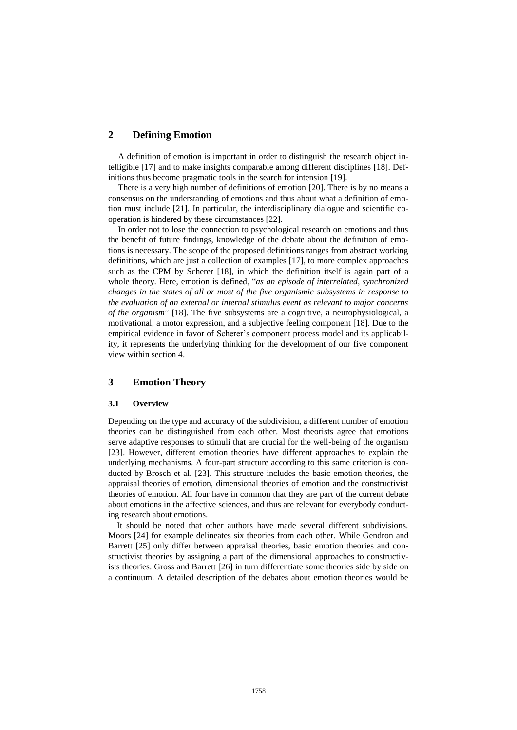## 2 Defining Emotion

A definition of emotion is important in order to distinguish the research object intelligible [17] and to make insights comparable among different disciplines [18]. Definitions thus become pragmatic tools in the search for intension [19].

There is a very high number of definitions of emotion [20]. There is by no means a consensus on the understanding of emotions and thus about what a definition of emotion must include [21]. In particular, the interdisciplinary dialogue and scientific cooperation is hindered by these circumstances [22].

In order not to lose the connection to psychological research on emotions and thus the benefit of future findings, knowledge of the debate about the definition of emotions is necessary. The scope of the proposed definitions ranges from abstract working definitions, which are just a collection of examples [17], to more complex approaches such as the CPM by Scherer [18], in which the definition itself is again part of a whole theory. Here, emotion is defined, "*as an episode of interrelated, synchronized changes in the states of all or most of the five organismic subsystems in response to the evaluation of an external or internal stimulus event as relevant to major concerns of the organism*" [18]. The five subsystems are a cognitive, a neurophysiological, a motivational, a motor expression, and a subjective feeling component [18]. Due to the empirical evidence in favor of Scherer's component process model and its applicability, it represents the underlying thinking for the development of our five component view within section 4.

## 3 Emotion Theory

### 3.1 Overview

Depending on the type and accuracy of the subdivision, a different number of emotion theories can be distinguished from each other. Most theorists agree that emotions serve adaptive responses to stimuli that are crucial for the well-being of the organism [23]. However, different emotion theories have different approaches to explain the underlying mechanisms. A four-part structure according to this same criterion is conducted by Brosch et al. [23]. This structure includes the basic emotion theories, the appraisal theories of emotion, dimensional theories of emotion and the constructivist theories of emotion. All four have in common that they are part of the current debate about emotions in the affective sciences, and thus are relevant for everybody conducting research about emotions.

It should be noted that other authors have made several different subdivisions. Moors [24] for example delineates six theories from each other. While Gendron and Barrett [25] only differ between appraisal theories, basic emotion theories and constructivist theories by assigning a part of the dimensional approaches to constructivists theories. Gross and Barrett [26] in turn differentiate some theories side by side on a continuum. A detailed description of the debates about emotion theories would be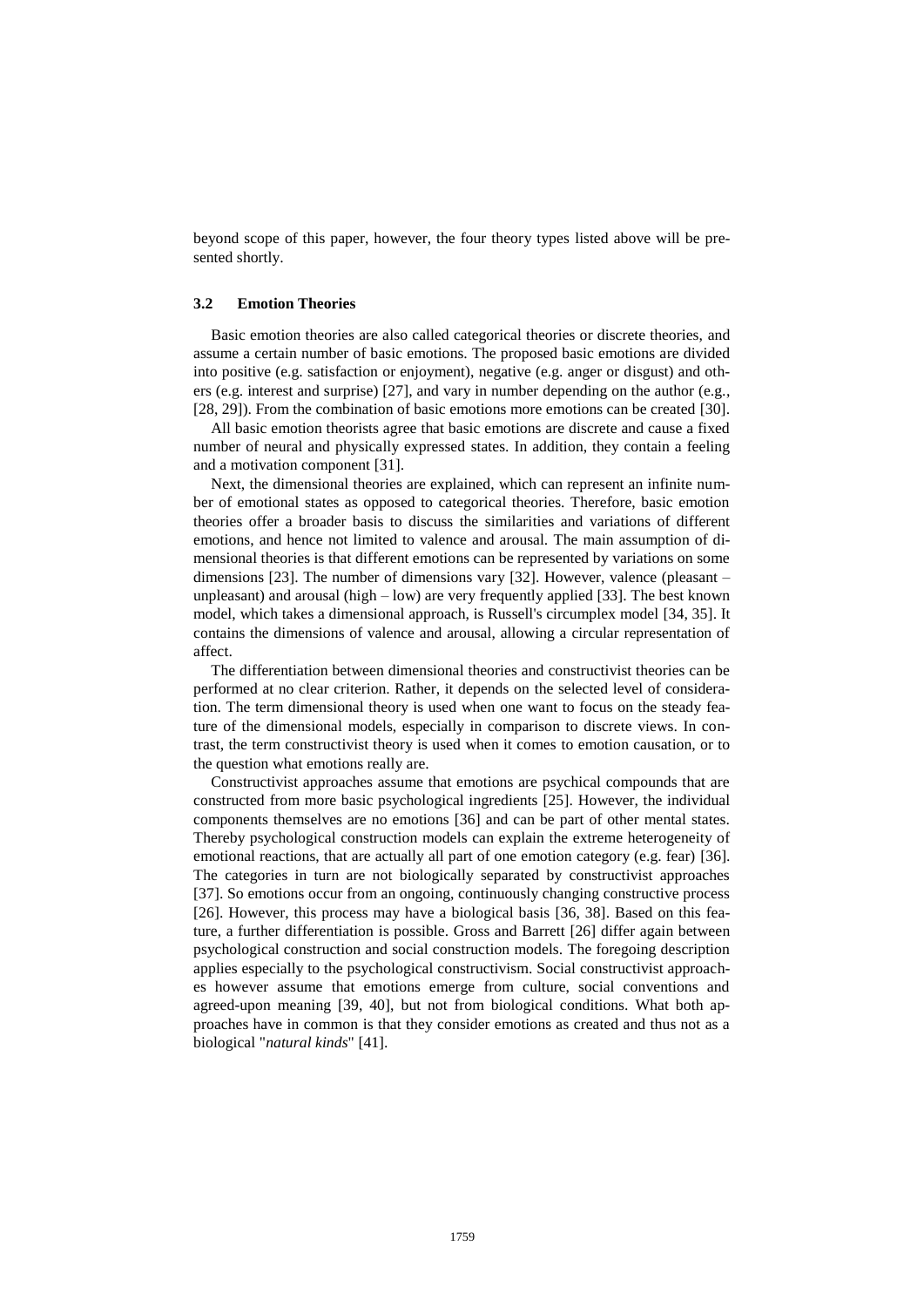beyond scope of this paper, however, the four theory types listed above will be presented shortly.

### 3.2 Emotion Theories

Basic emotion theories are also called categorical theories or discrete theories, and assume a certain number of basic emotions. The proposed basic emotions are divided into positive (e.g. satisfaction or enjoyment), negative (e.g. anger or disgust) and others (e.g. interest and surprise) [27], and vary in number depending on the author (e.g., [28, 29]). From the combination of basic emotions more emotions can be created [30].

All basic emotion theorists agree that basic emotions are discrete and cause a fixed number of neural and physically expressed states. In addition, they contain a feeling and a motivation component [31].

Next, the dimensional theories are explained, which can represent an infinite number of emotional states as opposed to categorical theories. Therefore, basic emotion theories offer a broader basis to discuss the similarities and variations of different emotions, and hence not limited to valence and arousal. The main assumption of dimensional theories is that different emotions can be represented by variations on some dimensions [23]. The number of dimensions vary [32]. However, valence (pleasant – unpleasant) and arousal (high – low) are very frequently applied [33]. The best known model, which takes a dimensional approach, is Russell's circumplex model [34, 35]. It contains the dimensions of valence and arousal, allowing a circular representation of affect.

The differentiation between dimensional theories and constructivist theories can be performed at no clear criterion. Rather, it depends on the selected level of consideration. The term dimensional theory is used when one want to focus on the steady feature of the dimensional models, especially in comparison to discrete views. In contrast, the term constructivist theory is used when it comes to emotion causation, or to the question what emotions really are.

Constructivist approaches assume that emotions are psychical compounds that are constructed from more basic psychological ingredients [25]. However, the individual components themselves are no emotions [36] and can be part of other mental states. Thereby psychological construction models can explain the extreme heterogeneity of emotional reactions, that are actually all part of one emotion category (e.g. fear) [36]. The categories in turn are not biologically separated by constructivist approaches [37]. So emotions occur from an ongoing, continuously changing constructive process [26]. However, this process may have a biological basis [36, 38]. Based on this feature, a further differentiation is possible. Gross and Barrett [26] differ again between psychological construction and social construction models. The foregoing description applies especially to the psychological constructivism. Social constructivist approaches however assume that emotions emerge from culture, social conventions and agreed-upon meaning [39, 40], but not from biological conditions. What both approaches have in common is that they consider emotions as created and thus not as a biological "*natural kinds*" [41].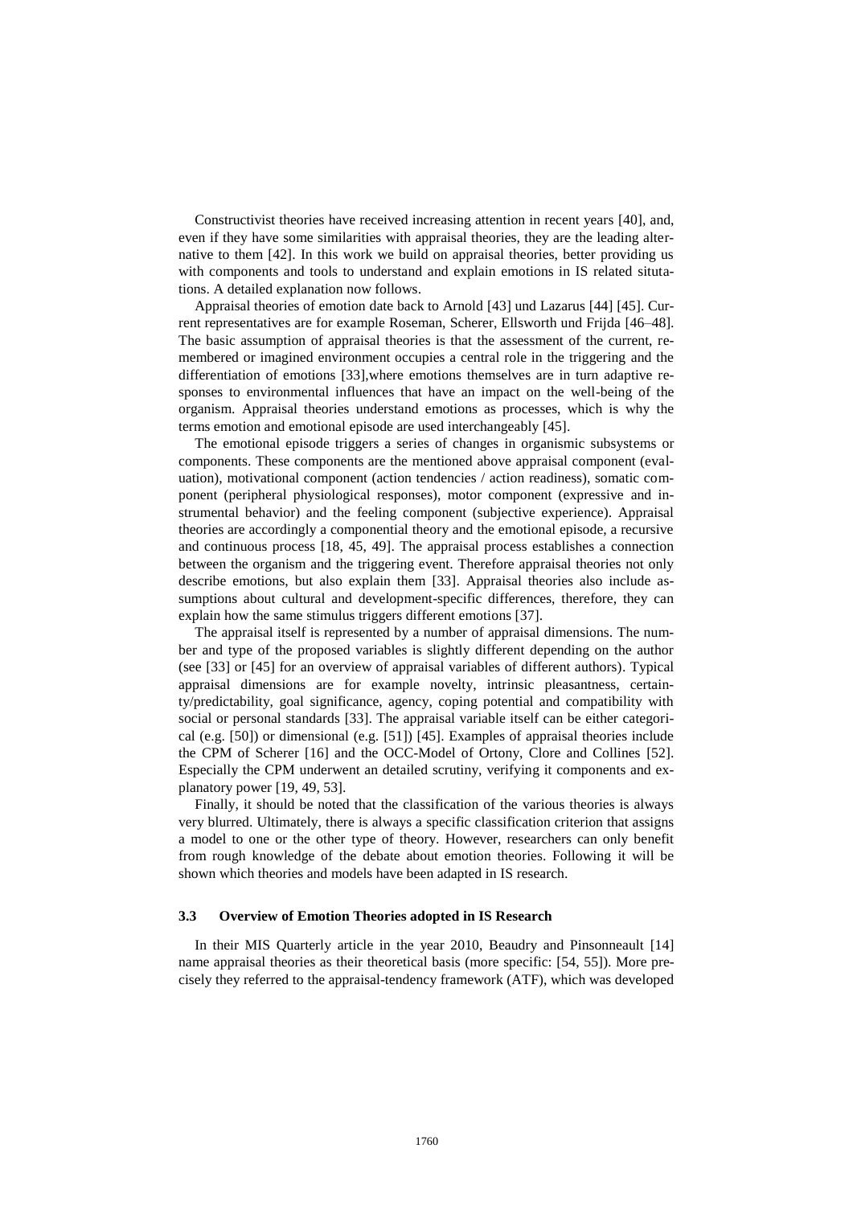Constructivist theories have received increasing attention in recent years [40], and, even if they have some similarities with appraisal theories, they are the leading alternative to them [42]. In this work we build on appraisal theories, better providing us with components and tools to understand and explain emotions in IS related situtations. A detailed explanation now follows.

Appraisal theories of emotion date back to Arnold [43] und Lazarus [44] [45]. Current representatives are for example Roseman, Scherer, Ellsworth und Frijda [46–48]. The basic assumption of appraisal theories is that the assessment of the current, remembered or imagined environment occupies a central role in the triggering and the differentiation of emotions [33],where emotions themselves are in turn adaptive responses to environmental influences that have an impact on the well-being of the organism. Appraisal theories understand emotions as processes, which is why the terms emotion and emotional episode are used interchangeably [45].

The emotional episode triggers a series of changes in organismic subsystems or components. These components are the mentioned above appraisal component (evaluation), motivational component (action tendencies / action readiness), somatic component (peripheral physiological responses), motor component (expressive and instrumental behavior) and the feeling component (subjective experience). Appraisal theories are accordingly a componential theory and the emotional episode, a recursive and continuous process [18, 45, 49]. The appraisal process establishes a connection between the organism and the triggering event. Therefore appraisal theories not only describe emotions, but also explain them [33]. Appraisal theories also include assumptions about cultural and development-specific differences, therefore, they can explain how the same stimulus triggers different emotions [37].

The appraisal itself is represented by a number of appraisal dimensions. The number and type of the proposed variables is slightly different depending on the author (see [33] or [45] for an overview of appraisal variables of different authors). Typical appraisal dimensions are for example novelty, intrinsic pleasantness, certainty/predictability, goal significance, agency, coping potential and compatibility with social or personal standards [33]. The appraisal variable itself can be either categorical (e.g. [50]) or dimensional (e.g. [51]) [45]. Examples of appraisal theories include the CPM of Scherer [16] and the OCC-Model of Ortony, Clore and Collines [52]. Especially the CPM underwent an detailed scrutiny, verifying it components and explanatory power [19, 49, 53].

Finally, it should be noted that the classification of the various theories is always very blurred. Ultimately, there is always a specific classification criterion that assigns a model to one or the other type of theory. However, researchers can only benefit from rough knowledge of the debate about emotion theories. Following it will be shown which theories and models have been adapted in IS research.

### 3.3 Overview of Emotion Theories adopted in IS Research

In their MIS Quarterly article in the year 2010, Beaudry and Pinsonneault [14] name appraisal theories as their theoretical basis (more specific: [54, 55]). More precisely they referred to the appraisal-tendency framework (ATF), which was developed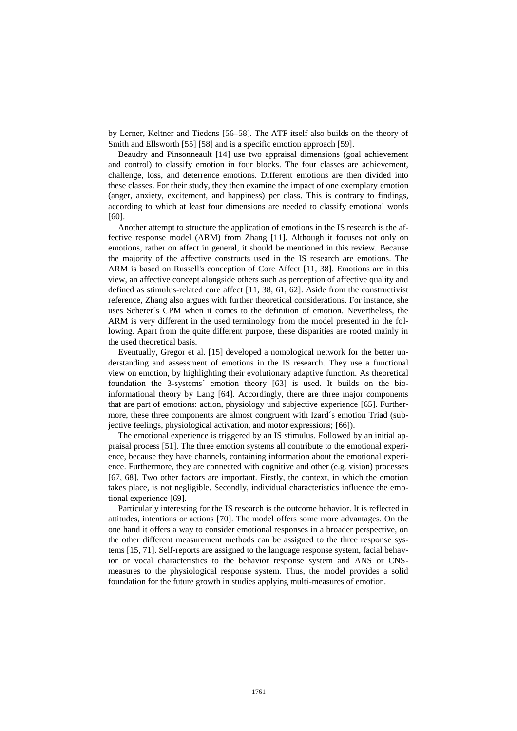by Lerner, Keltner and Tiedens [56–58]. The ATF itself also builds on the theory of Smith and Ellsworth [55] [58] and is a specific emotion approach [59].

Beaudry and Pinsonneault [14] use two appraisal dimensions (goal achievement and control) to classify emotion in four blocks. The four classes are achievement, challenge, loss, and deterrence emotions. Different emotions are then divided into these classes. For their study, they then examine the impact of one exemplary emotion (anger, anxiety, excitement, and happiness) per class. This is contrary to findings, according to which at least four dimensions are needed to classify emotional words [60].

Another attempt to structure the application of emotions in the IS research is the affective response model (ARM) from Zhang [11]. Although it focuses not only on emotions, rather on affect in general, it should be mentioned in this review. Because the majority of the affective constructs used in the IS research are emotions. The ARM is based on Russell's conception of Core Affect [11, 38]. Emotions are in this view, an affective concept alongside others such as perception of affective quality and defined as stimulus-related core affect [11, 38, 61, 62]. Aside from the constructivist reference, Zhang also argues with further theoretical considerations. For instance, she uses Scherer´s CPM when it comes to the definition of emotion. Nevertheless, the ARM is very different in the used terminology from the model presented in the following. Apart from the quite different purpose, these disparities are rooted mainly in the used theoretical basis.

Eventually, Gregor et al. [15] developed a nomological network for the better understanding and assessment of emotions in the IS research. They use a functional view on emotion, by highlighting their evolutionary adaptive function. As theoretical foundation the 3-systems´ emotion theory [63] is used. It builds on the bio-informational theory by Lang [64]. Accordingly, there are three major components that are part of emotions: action, physiology und subjective experience [65]. Furthermore, these three components are almost congruent with Izard´s emotion Triad (subjective feelings, physiological activation, and motor expressions; [66]).

The emotional experience is triggered by an IS stimulus. Followed by an initial appraisal process [51]. The three emotion systems all contribute to the emotional experience, because they have channels, containing information about the emotional experience. Furthermore, they are connected with cognitive and other (e.g. vision) processes [67, 68]. Two other factors are important. Firstly, the context, in which the emotion takes place, is not negligible. Secondly, individual characteristics influence the emotional experience [69].

Particularly interesting for the IS research is the outcome behavior. It is reflected in attitudes, intentions or actions [70]. The model offers some more advantages. On the one hand it offers a way to consider emotional responses in a broader perspective, on the other different measurement methods can be assigned to the three response systems [15, 71]. Self-reports are assigned to the language response system, facial behavior or vocal characteristics to the behavior response system and ANS or CNS-measures to the physiological response system. Thus, the model provides a solid foundation for the future growth in studies applying multi-measures of emotion.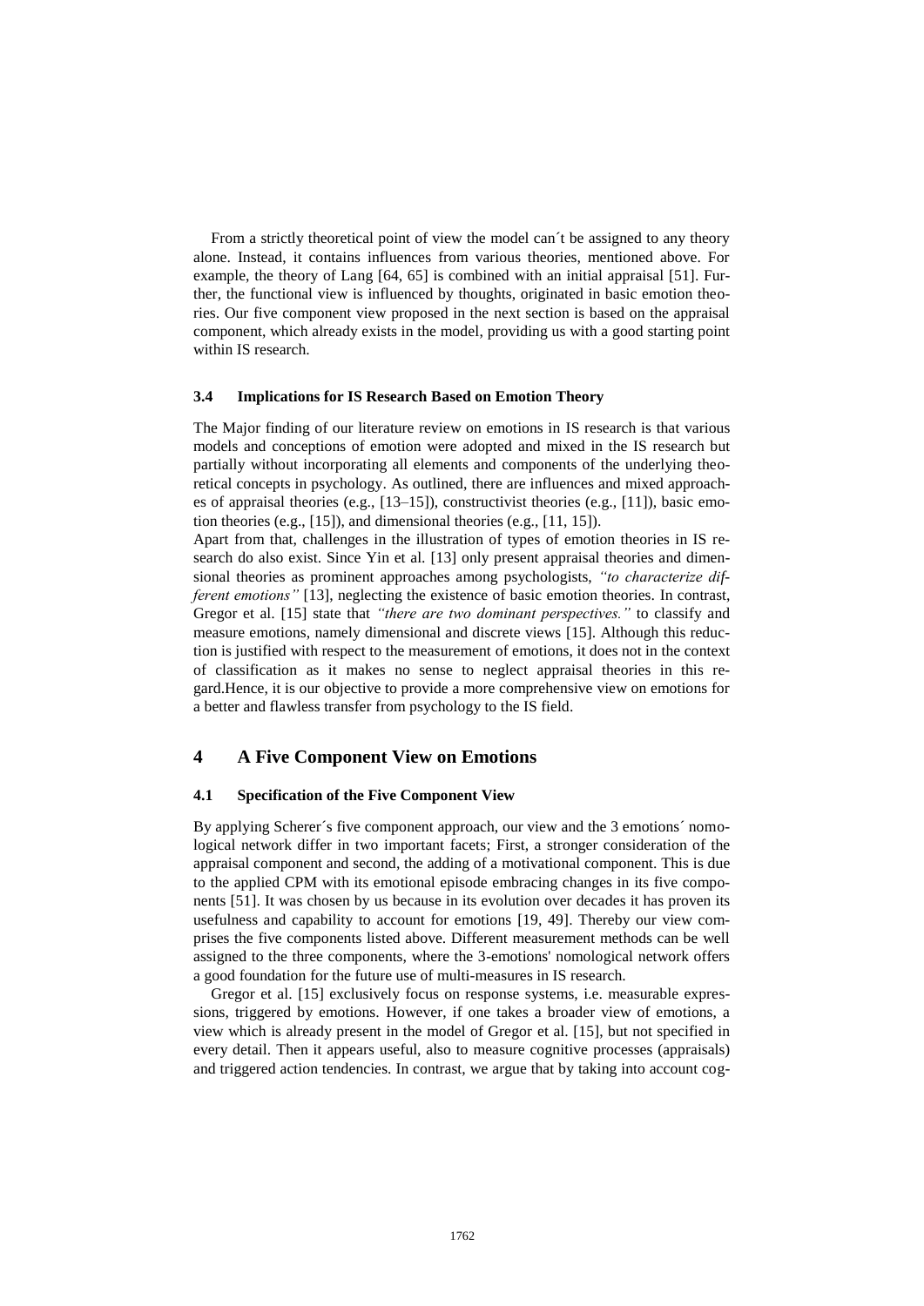From a strictly theoretical point of view the model can´t be assigned to any theory alone. Instead, it contains influences from various theories, mentioned above. For example, the theory of Lang [64, 65] is combined with an initial appraisal [51]. Further, the functional view is influenced by thoughts, originated in basic emotion theories. Our five component view proposed in the next section is based on the appraisal component, which already exists in the model, providing us with a good starting point within IS research.

### 3.4 Implications for IS Research Based on Emotion Theory

The Major finding of our literature review on emotions in IS research is that various models and conceptions of emotion were adopted and mixed in the IS research but partially without incorporating all elements and components of the underlying theoretical concepts in psychology. As outlined, there are influences and mixed approaches of appraisal theories (e.g., [13–15]), constructivist theories (e.g., [11]), basic emotion theories (e.g., [15]), and dimensional theories (e.g., [11, 15]).

Apart from that, challenges in the illustration of types of emotion theories in IS research do also exist. Since Yin et al. [13] only present appraisal theories and dimensional theories as prominent approaches among psychologists, *"to characterize different emotions"* [13], neglecting the existence of basic emotion theories. In contrast, Gregor et al. [15] state that *"there are two dominant perspectives."* to classify and measure emotions, namely dimensional and discrete views [15]. Although this reduction is justified with respect to the measurement of emotions, it does not in the context of classification as it makes no sense to neglect appraisal theories in this regard.Hence, it is our objective to provide a more comprehensive view on emotions for a better and flawless transfer from psychology to the IS field.

## 4 A Five Component View on Emotions

### 4.1 Specification of the Five Component View

By applying Scherer´s five component approach, our view and the 3 emotions´ nomological network differ in two important facets; First, a stronger consideration of the appraisal component and second, the adding of a motivational component. This is due to the applied CPM with its emotional episode embracing changes in its five components [51]. It was chosen by us because in its evolution over decades it has proven its usefulness and capability to account for emotions [19, 49]. Thereby our view comprises the five components listed above. Different measurement methods can be well assigned to the three components, where the 3-emotions' nomological network offers a good foundation for the future use of multi-measures in IS research.

Gregor et al. [15] exclusively focus on response systems, i.e. measurable expressions, triggered by emotions. However, if one takes a broader view of emotions, a view which is already present in the model of Gregor et al. [15], but not specified in every detail. Then it appears useful, also to measure cognitive processes (appraisals) and triggered action tendencies. In contrast, we argue that by taking into account cog-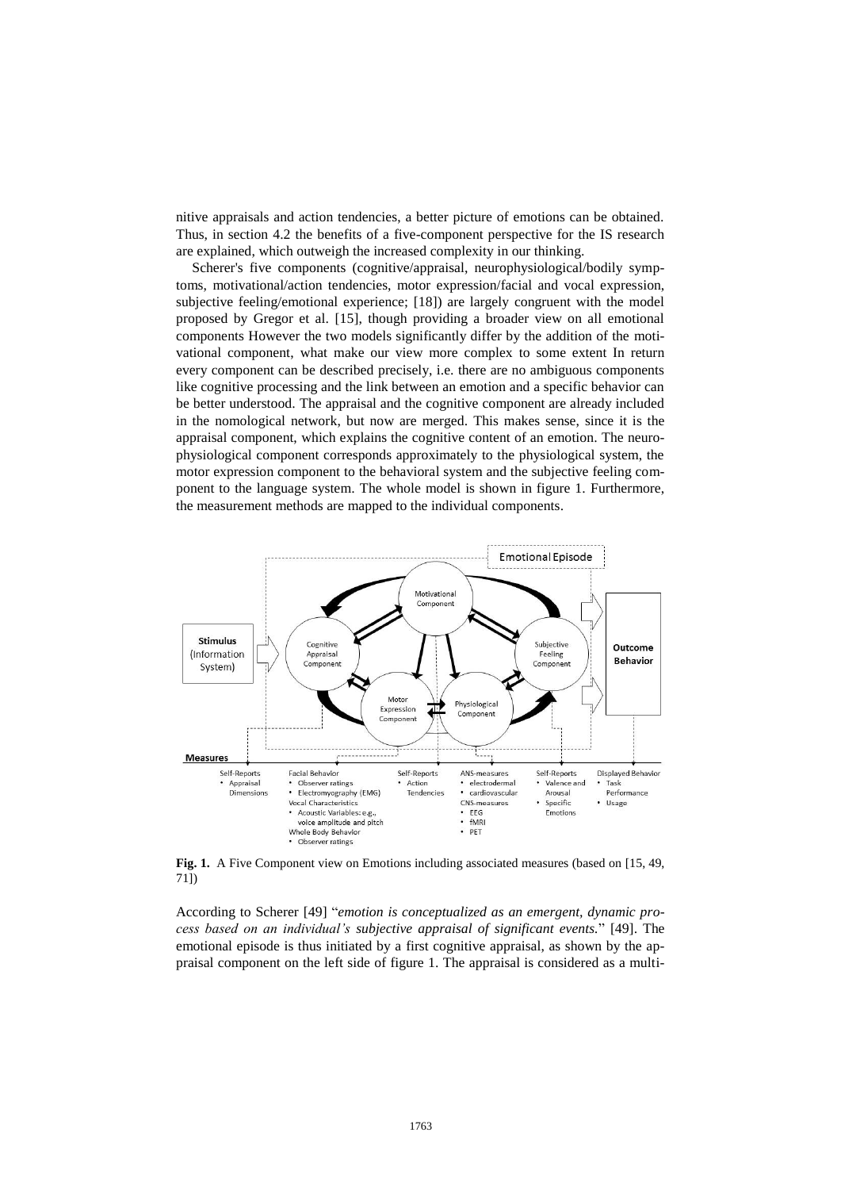nitive appraisals and action tendencies, a better picture of emotions can be obtained. Thus, in section 4.2 the benefits of a five-component perspective for the IS research are explained, which outweigh the increased complexity in our thinking.

Scherer's five components (cognitive/appraisal, neurophysiological/bodily symptoms, motivational/action tendencies, motor expression/facial and vocal expression, subjective feeling/emotional experience; [18]) are largely congruent with the model proposed by Gregor et al. [15], though providing a broader view on all emotional components However the two models significantly differ by the addition of the motivational component, what make our view more complex to some extent In return every component can be described precisely, i.e. there are no ambiguous components like cognitive processing and the link between an emotion and a specific behavior can be better understood. The appraisal and the cognitive component are already included in the nomological network, but now are merged. This makes sense, since it is the appraisal component, which explains the cognitive content of an emotion. The neurophysiological component corresponds approximately to the physiological system, the motor expression component to the behavioral system and the subjective feeling component to the language system. The whole model is shown in figure 1. Furthermore, the measurement methods are mapped to the individual components.

**Fig. 1.** A Five Component view on Emotions including associated measures (based on [15, 49, 71])

According to Scherer [49] "*emotion is conceptualized as an emergent, dynamic process based on an individual's subjective appraisal of significant events.*" [49]. The emotional episode is thus initiated by a first cognitive appraisal, as shown by the appraisal component on the left side of figure 1. The appraisal is considered as a multi-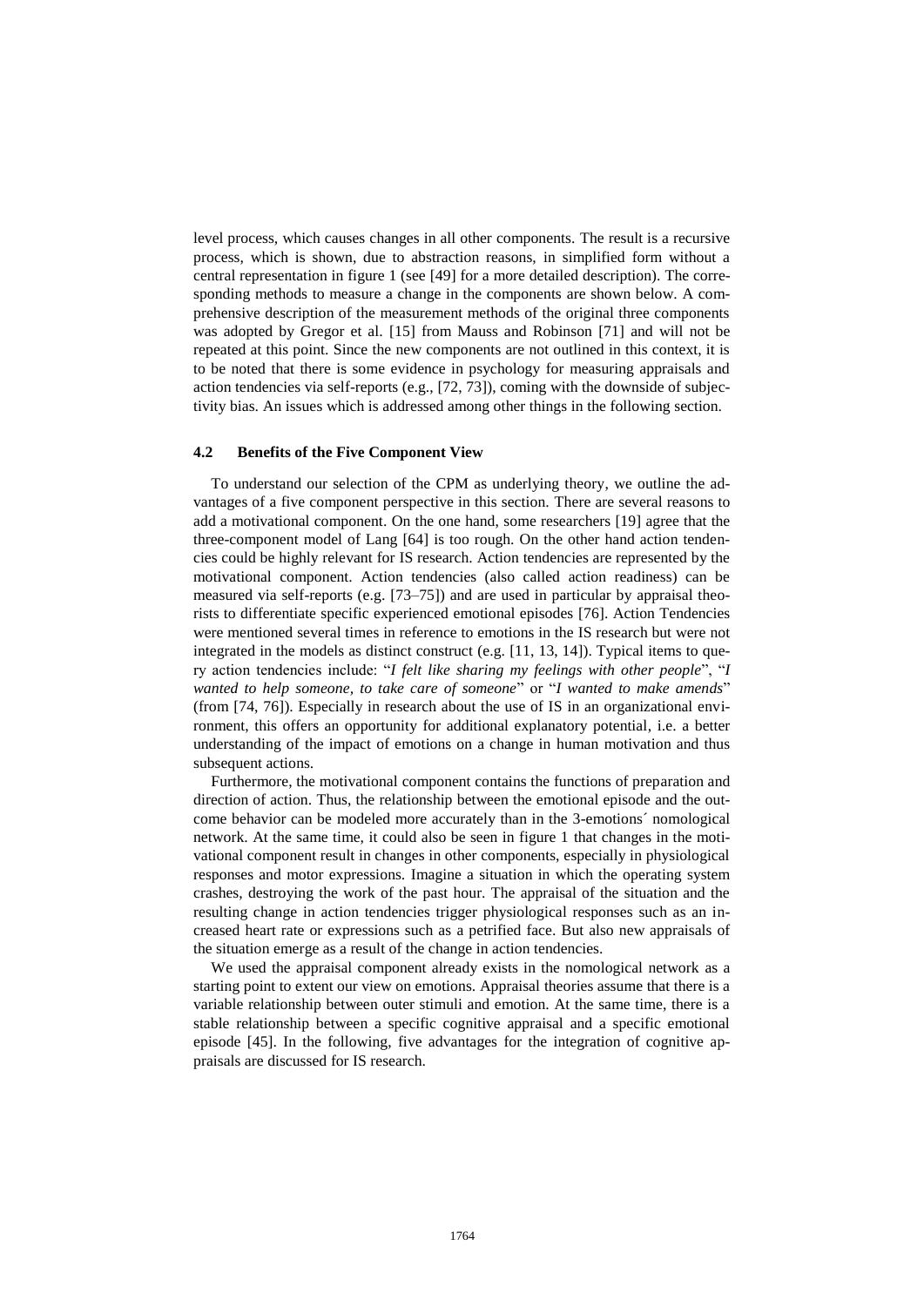level process, which causes changes in all other components. The result is a recursive process, which is shown, due to abstraction reasons, in simplified form without a central representation in figure 1 (see [49] for a more detailed description). The corresponding methods to measure a change in the components are shown below. A comprehensive description of the measurement methods of the original three components was adopted by Gregor et al. [15] from Mauss and Robinson [71] and will not be repeated at this point. Since the new components are not outlined in this context, it is to be noted that there is some evidence in psychology for measuring appraisals and action tendencies via self-reports (e.g., [72, 73]), coming with the downside of subjectivity bias. An issues which is addressed among other things in the following section.

### 4.2 Benefits of the Five Component View

To understand our selection of the CPM as underlying theory, we outline the advantages of a five component perspective in this section. There are several reasons to add a motivational component. On the one hand, some researchers [19] agree that the three-component model of Lang [64] is too rough. On the other hand action tendencies could be highly relevant for IS research. Action tendencies are represented by the motivational component. Action tendencies (also called action readiness) can be measured via self-reports (e.g. [73–75]) and are used in particular by appraisal theorists to differentiate specific experienced emotional episodes [76]. Action Tendencies were mentioned several times in reference to emotions in the IS research but were not integrated in the models as distinct construct (e.g. [11, 13, 14]). Typical items to query action tendencies include: "*I felt like sharing my feelings with other people*", "*I wanted to help someone, to take care of someone*" or "*I wanted to make amends*" (from [74, 76]). Especially in research about the use of IS in an organizational environment, this offers an opportunity for additional explanatory potential, i.e. a better understanding of the impact of emotions on a change in human motivation and thus subsequent actions.

Furthermore, the motivational component contains the functions of preparation and direction of action. Thus, the relationship between the emotional episode and the outcome behavior can be modeled more accurately than in the 3-emotions´ nomological network. At the same time, it could also be seen in figure 1 that changes in the motivational component result in changes in other components, especially in physiological responses and motor expressions. Imagine a situation in which the operating system crashes, destroying the work of the past hour. The appraisal of the situation and the resulting change in action tendencies trigger physiological responses such as an increased heart rate or expressions such as a petrified face. But also new appraisals of the situation emerge as a result of the change in action tendencies.

We used the appraisal component already exists in the nomological network as a starting point to extent our view on emotions. Appraisal theories assume that there is a variable relationship between outer stimuli and emotion. At the same time, there is a stable relationship between a specific cognitive appraisal and a specific emotional episode [45]. In the following, five advantages for the integration of cognitive appraisals are discussed for IS research.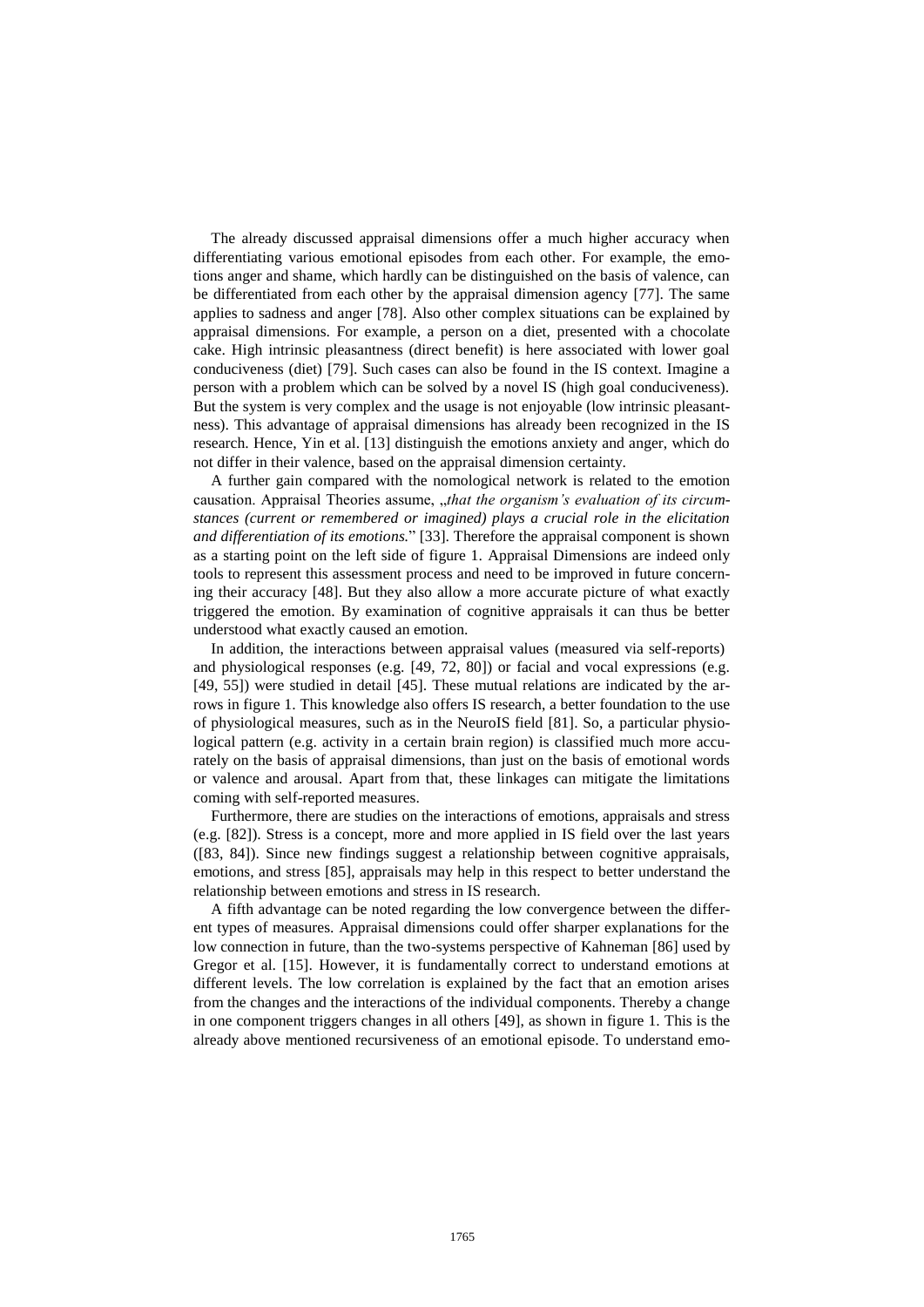The already discussed appraisal dimensions offer a much higher accuracy when differentiating various emotional episodes from each other. For example, the emotions anger and shame, which hardly can be distinguished on the basis of valence, can be differentiated from each other by the appraisal dimension agency [77]. The same applies to sadness and anger [78]. Also other complex situations can be explained by appraisal dimensions. For example, a person on a diet, presented with a chocolate cake. High intrinsic pleasantness (direct benefit) is here associated with lower goal conduciveness (diet) [79]. Such cases can also be found in the IS context. Imagine a person with a problem which can be solved by a novel IS (high goal conduciveness). But the system is very complex and the usage is not enjoyable (low intrinsic pleasantness). This advantage of appraisal dimensions has already been recognized in the IS research. Hence, Yin et al. [13] distinguish the emotions anxiety and anger, which do not differ in their valence, based on the appraisal dimension certainty.

A further gain compared with the nomological network is related to the emotion causation. Appraisal Theories assume, „*that the organism's evaluation of its circumstances (current or remembered or imagined) plays a crucial role in the elicitation and differentiation of its emotions.*" [33]. Therefore the appraisal component is shown as a starting point on the left side of figure 1. Appraisal Dimensions are indeed only tools to represent this assessment process and need to be improved in future concerning their accuracy [48]. But they also allow a more accurate picture of what exactly triggered the emotion. By examination of cognitive appraisals it can thus be better understood what exactly caused an emotion.

In addition, the interactions between appraisal values (measured via self-reports) and physiological responses (e.g. [49, 72, 80]) or facial and vocal expressions (e.g. [49, 55]) were studied in detail [45]. These mutual relations are indicated by the arrows in figure 1. This knowledge also offers IS research, a better foundation to the use of physiological measures, such as in the NeuroIS field [81]. So, a particular physiological pattern (e.g. activity in a certain brain region) is classified much more accurately on the basis of appraisal dimensions, than just on the basis of emotional words or valence and arousal. Apart from that, these linkages can mitigate the limitations coming with self-reported measures.

Furthermore, there are studies on the interactions of emotions, appraisals and stress (e.g. [82]). Stress is a concept, more and more applied in IS field over the last years ([83, 84]). Since new findings suggest a relationship between cognitive appraisals, emotions, and stress [85], appraisals may help in this respect to better understand the relationship between emotions and stress in IS research.

A fifth advantage can be noted regarding the low convergence between the different types of measures. Appraisal dimensions could offer sharper explanations for the low connection in future, than the two-systems perspective of Kahneman [86] used by Gregor et al. [15]. However, it is fundamentally correct to understand emotions at different levels. The low correlation is explained by the fact that an emotion arises from the changes and the interactions of the individual components. Thereby a change in one component triggers changes in all others [49], as shown in figure 1. This is the already above mentioned recursiveness of an emotional episode. To understand emo-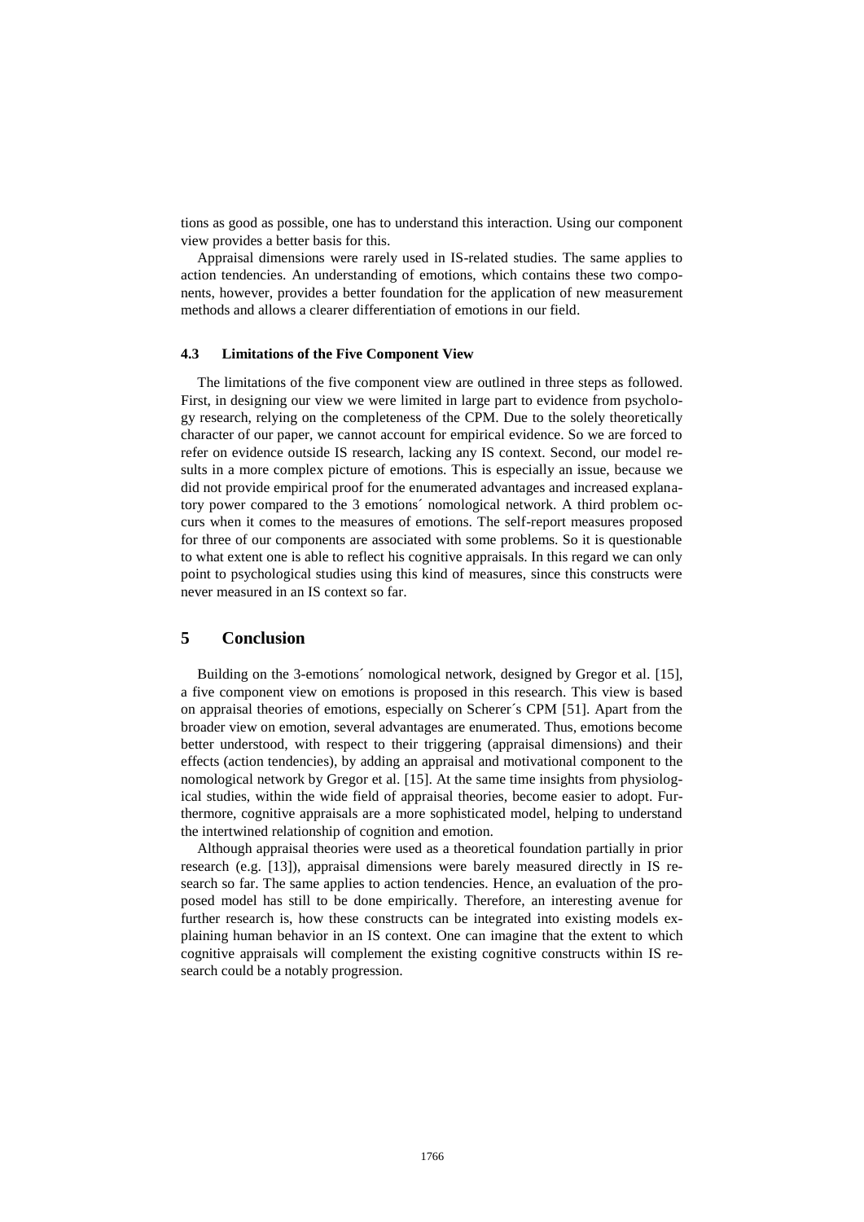tions as good as possible, one has to understand this interaction. Using our component view provides a better basis for this.

Appraisal dimensions were rarely used in IS-related studies. The same applies to action tendencies. An understanding of emotions, which contains these two components, however, provides a better foundation for the application of new measurement methods and allows a clearer differentiation of emotions in our field.

### 4.3 Limitations of the Five Component View

The limitations of the five component view are outlined in three steps as followed. First, in designing our view we were limited in large part to evidence from psychology research, relying on the completeness of the CPM. Due to the solely theoretically character of our paper, we cannot account for empirical evidence. So we are forced to refer on evidence outside IS research, lacking any IS context. Second, our model results in a more complex picture of emotions. This is especially an issue, because we did not provide empirical proof for the enumerated advantages and increased explanatory power compared to the 3 emotions´ nomological network. A third problem occurs when it comes to the measures of emotions. The self-report measures proposed for three of our components are associated with some problems. So it is questionable to what extent one is able to reflect his cognitive appraisals. In this regard we can only point to psychological studies using this kind of measures, since this constructs were never measured in an IS context so far.

## 5 Conclusion

Building on the 3-emotions´ nomological network, designed by Gregor et al. [15], a five component view on emotions is proposed in this research. This view is based on appraisal theories of emotions, especially on Scherer´s CPM [51]. Apart from the broader view on emotion, several advantages are enumerated. Thus, emotions become better understood, with respect to their triggering (appraisal dimensions) and their effects (action tendencies), by adding an appraisal and motivational component to the nomological network by Gregor et al. [15]. At the same time insights from physiological studies, within the wide field of appraisal theories, become easier to adopt. Furthermore, cognitive appraisals are a more sophisticated model, helping to understand the intertwined relationship of cognition and emotion.

Although appraisal theories were used as a theoretical foundation partially in prior research (e.g. [13]), appraisal dimensions were barely measured directly in IS research so far. The same applies to action tendencies. Hence, an evaluation of the proposed model has still to be done empirically. Therefore, an interesting avenue for further research is, how these constructs can be integrated into existing models explaining human behavior in an IS context. One can imagine that the extent to which cognitive appraisals will complement the existing cognitive constructs within IS research could be a notably progression.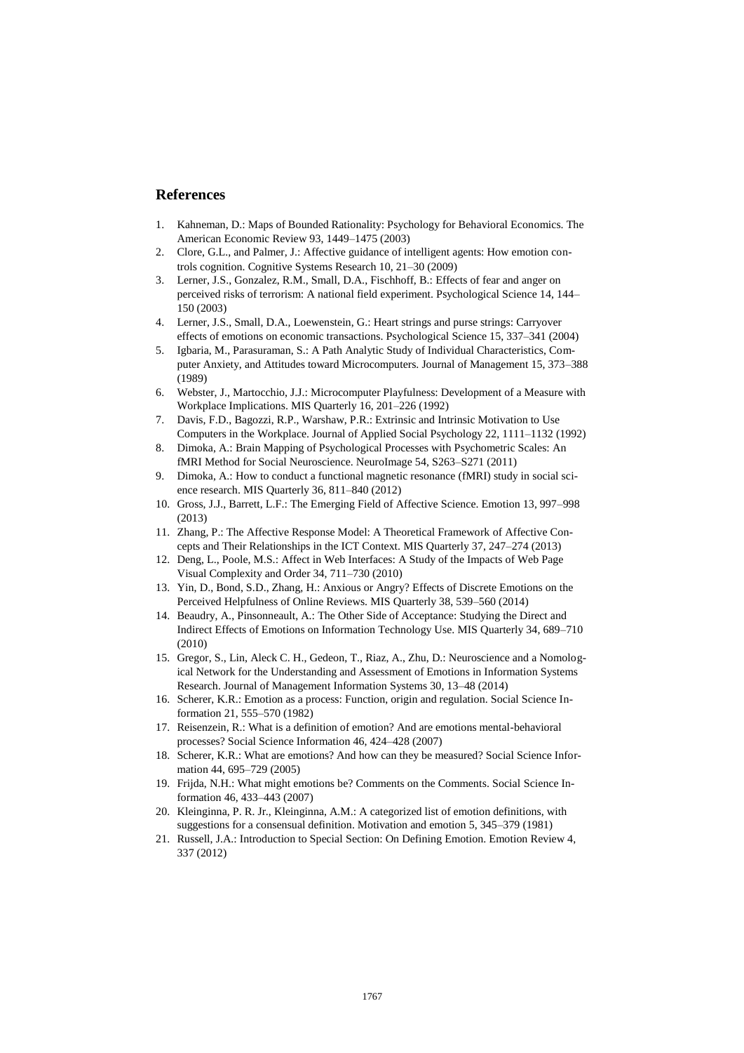## References

1. Kahneman, D.: Maps of Bounded Rationality: Psychology for Behavioral Economics. The American Economic Review 93, 1449–1475 (2003)
2. Clore, G.L., and Palmer, J.: Affective guidance of intelligent agents: How emotion controls cognition. Cognitive Systems Research 10, 21–30 (2009)
3. Lerner, J.S., Gonzalez, R.M., Small, D.A., Fischhoff, B.: Effects of fear and anger on perceived risks of terrorism: A national field experiment. Psychological Science 14, 144–150 (2003)
4. Lerner, J.S., Small, D.A., Loewenstein, G.: Heart strings and purse strings: Carryover effects of emotions on economic transactions. Psychological Science 15, 337–341 (2004)
5. Igbaria, M., Parasuraman, S.: A Path Analytic Study of Individual Characteristics, Computer Anxiety, and Attitudes toward Microcomputers. Journal of Management 15, 373–388 (1989)
6. Webster, J., Martocchio, J.J.: Microcomputer Playfulness: Development of a Measure with Workplace Implications. MIS Quarterly 16, 201–226 (1992)
7. Davis, F.D., Bagozzi, R.P., Warshaw, P.R.: Extrinsic and Intrinsic Motivation to Use Computers in the Workplace. Journal of Applied Social Psychology 22, 1111–1132 (1992)
8. Dimoka, A.: Brain Mapping of Psychological Processes with Psychometric Scales: An fMRI Method for Social Neuroscience. NeuroImage 54, S263–S271 (2011)
9. Dimoka, A.: How to conduct a functional magnetic resonance (fMRI) study in social science research. MIS Quarterly 36, 811–840 (2012)
10. Gross, J.J., Barrett, L.F.: The Emerging Field of Affective Science. Emotion 13, 997–998 (2013)
11. Zhang, P.: The Affective Response Model: A Theoretical Framework of Affective Concepts and Their Relationships in the ICT Context. MIS Quarterly 37, 247–274 (2013)
12. Deng, L., Poole, M.S.: Affect in Web Interfaces: A Study of the Impacts of Web Page Visual Complexity and Order 34, 711–730 (2010)
13. Yin, D., Bond, S.D., Zhang, H.: Anxious or Angry? Effects of Discrete Emotions on the Perceived Helpfulness of Online Reviews. MIS Quarterly 38, 539–560 (2014)
14. Beaudry, A., Pinsonneault, A.: The Other Side of Acceptance: Studying the Direct and Indirect Effects of Emotions on Information Technology Use. MIS Quarterly 34, 689–710 (2010)
15. Gregor, S., Lin, Aleck C. H., Gedeon, T., Riaz, A., Zhu, D.: Neuroscience and a Nomological Network for the Understanding and Assessment of Emotions in Information Systems Research. Journal of Management Information Systems 30, 13–48 (2014)
16. Scherer, K.R.: Emotion as a process: Function, origin and regulation. Social Science Information 21, 555–570 (1982)
17. Reisenzein, R.: What is a definition of emotion? And are emotions mental-behavioral processes? Social Science Information 46, 424–428 (2007)
18. Scherer, K.R.: What are emotions? And how can they be measured? Social Science Information 44, 695–729 (2005)
19. Frijda, N.H.: What might emotions be? Comments on the Comments. Social Science Information 46, 433–443 (2007)
20. Kleinginna, P. R. Jr., Kleinginna, A.M.: A categorized list of emotion definitions, with suggestions for a consensual definition. Motivation and emotion 5, 345–379 (1981)
21. Russell, J.A.: Introduction to Special Section: On Defining Emotion. Emotion Review 4, 337 (2012)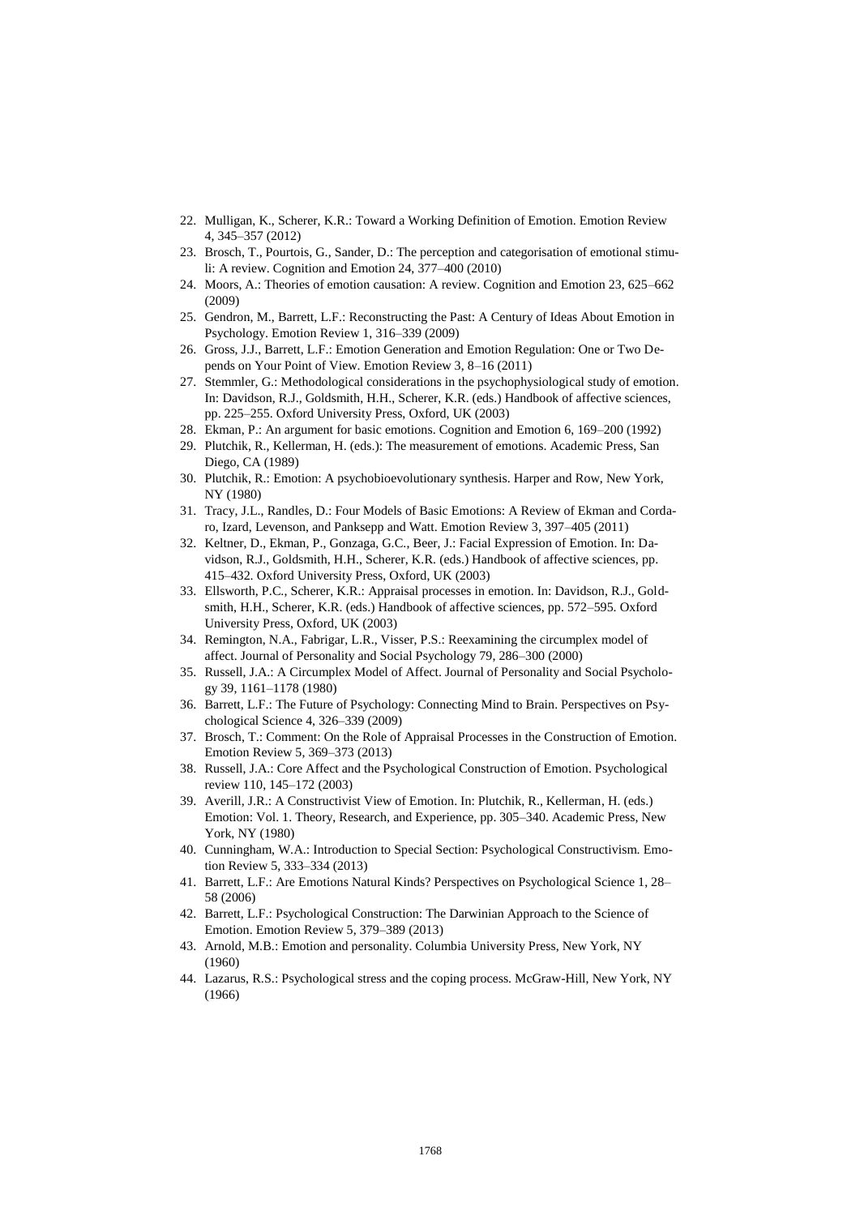22. Mulligan, K., Scherer, K.R.: Toward a Working Definition of Emotion. Emotion Review 4, 345–357 (2012)
23. Brosch, T., Pourtois, G., Sander, D.: The perception and categorisation of emotional stimuli: A review. Cognition and Emotion 24, 377–400 (2010)
24. Moors, A.: Theories of emotion causation: A review. Cognition and Emotion 23, 625–662 (2009)
25. Gendron, M., Barrett, L.F.: Reconstructing the Past: A Century of Ideas About Emotion in Psychology. Emotion Review 1, 316–339 (2009)
26. Gross, J.J., Barrett, L.F.: Emotion Generation and Emotion Regulation: One or Two Depends on Your Point of View. Emotion Review 3, 8–16 (2011)
27. Stemmler, G.: Methodological considerations in the psychophysiological study of emotion. In: Davidson, R.J., Goldsmith, H.H., Scherer, K.R. (eds.) Handbook of affective sciences, pp. 225–255. Oxford University Press, Oxford, UK (2003)
28. Ekman, P.: An argument for basic emotions. Cognition and Emotion 6, 169–200 (1992)
29. Plutchik, R., Kellerman, H. (eds.): The measurement of emotions. Academic Press, San Diego, CA (1989)
30. Plutchik, R.: Emotion: A psychobioevolutionary synthesis. Harper and Row, New York, NY (1980)
31. Tracy, J.L., Randles, D.: Four Models of Basic Emotions: A Review of Ekman and Cordaro, Izard, Levenson, and Panksepp and Watt. Emotion Review 3, 397–405 (2011)
32. Keltner, D., Ekman, P., Gonzaga, G.C., Beer, J.: Facial Expression of Emotion. In: Davidson, R.J., Goldsmith, H.H., Scherer, K.R. (eds.) Handbook of affective sciences, pp. 415–432. Oxford University Press, Oxford, UK (2003)
33. Ellsworth, P.C., Scherer, K.R.: Appraisal processes in emotion. In: Davidson, R.J., Goldsmith, H.H., Scherer, K.R. (eds.) Handbook of affective sciences, pp. 572–595. Oxford University Press, Oxford, UK (2003)
34. Remington, N.A., Fabrigar, L.R., Visser, P.S.: Reexamining the circumplex model of affect. Journal of Personality and Social Psychology 79, 286–300 (2000)
35. Russell, J.A.: A Circumplex Model of Affect. Journal of Personality and Social Psychology 39, 1161–1178 (1980)
36. Barrett, L.F.: The Future of Psychology: Connecting Mind to Brain. Perspectives on Psychological Science 4, 326–339 (2009)
37. Brosch, T.: Comment: On the Role of Appraisal Processes in the Construction of Emotion. Emotion Review 5, 369–373 (2013)
38. Russell, J.A.: Core Affect and the Psychological Construction of Emotion. Psychological review 110, 145–172 (2003)
39. Averill, J.R.: A Constructivist View of Emotion. In: Plutchik, R., Kellerman, H. (eds.) Emotion: Vol. 1. Theory, Research, and Experience, pp. 305–340. Academic Press, New York, NY (1980)
40. Cunningham, W.A.: Introduction to Special Section: Psychological Constructivism. Emotion Review 5, 333–334 (2013)
41. Barrett, L.F.: Are Emotions Natural Kinds? Perspectives on Psychological Science 1, 28–58 (2006)
42. Barrett, L.F.: Psychological Construction: The Darwinian Approach to the Science of Emotion. Emotion Review 5, 379–389 (2013)
43. Arnold, M.B.: Emotion and personality. Columbia University Press, New York, NY (1960)
44. Lazarus, R.S.: Psychological stress and the coping process. McGraw-Hill, New York, NY (1966)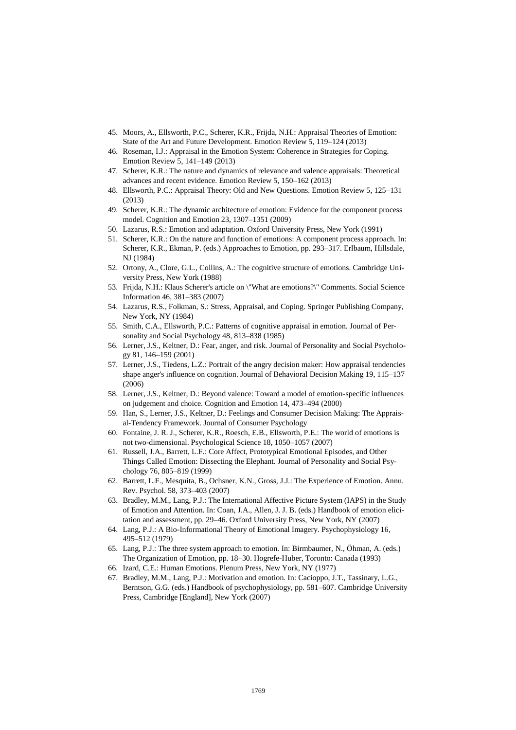45. Moors, A., Ellsworth, P.C., Scherer, K.R., Frijda, N.H.: Appraisal Theories of Emotion: State of the Art and Future Development. Emotion Review 5, 119–124 (2013)
46. Roseman, I.J.: Appraisal in the Emotion System: Coherence in Strategies for Coping. Emotion Review 5, 141–149 (2013)
47. Scherer, K.R.: The nature and dynamics of relevance and valence appraisals: Theoretical advances and recent evidence. Emotion Review 5, 150–162 (2013)
48. Ellsworth, P.C.: Appraisal Theory: Old and New Questions. Emotion Review 5, 125–131 (2013)
49. Scherer, K.R.: The dynamic architecture of emotion: Evidence for the component process model. Cognition and Emotion 23, 1307–1351 (2009)
50. Lazarus, R.S.: Emotion and adaptation. Oxford University Press, New York (1991)
51. Scherer, K.R.: On the nature and function of emotions: A component process approach. In: Scherer, K.R., Ekman, P. (eds.) Approaches to Emotion, pp. 293–317. Erlbaum, Hillsdale, NJ (1984)
52. Ortony, A., Clore, G.L., Collins, A.: The cognitive structure of emotions. Cambridge University Press, New York (1988)
53. Frijda, N.H.: Klaus Scherer's article on \"What are emotions?\" Comments. Social Science Information 46, 381–383 (2007)
54. Lazarus, R.S., Folkman, S.: Stress, Appraisal, and Coping. Springer Publishing Company, New York, NY (1984)
55. Smith, C.A., Ellsworth, P.C.: Patterns of cognitive appraisal in emotion. Journal of Personality and Social Psychology 48, 813–838 (1985)
56. Lerner, J.S., Keltner, D.: Fear, anger, and risk. Journal of Personality and Social Psychology 81, 146–159 (2001)
57. Lerner, J.S., Tiedens, L.Z.: Portrait of the angry decision maker: How appraisal tendencies shape anger's influence on cognition. Journal of Behavioral Decision Making 19, 115–137 (2006)
58. Lerner, J.S., Keltner, D.: Beyond valence: Toward a model of emotion-specific influences on judgement and choice. Cognition and Emotion 14, 473–494 (2000)
59. Han, S., Lerner, J.S., Keltner, D.: Feelings and Consumer Decision Making: The Appraisal-Tendency Framework. Journal of Consumer Psychology
60. Fontaine, J. R. J., Scherer, K.R., Roesch, E.B., Ellsworth, P.E.: The world of emotions is not two-dimensional. Psychological Science 18, 1050–1057 (2007)
61. Russell, J.A., Barrett, L.F.: Core Affect, Prototypical Emotional Episodes, and Other Things Called Emotion: Dissecting the Elephant. Journal of Personality and Social Psychology 76, 805–819 (1999)
62. Barrett, L.F., Mesquita, B., Ochsner, K.N., Gross, J.J.: The Experience of Emotion. Annu. Rev. Psychol. 58, 373–403 (2007)
63. Bradley, M.M., Lang, P.J.: The International Affective Picture System (IAPS) in the Study of Emotion and Attention. In: Coan, J.A., Allen, J. J. B. (eds.) Handbook of emotion elicitation and assessment, pp. 29–46. Oxford University Press, New York, NY (2007)
64. Lang, P.J.: A Bio-Informational Theory of Emotional Imagery. Psychophysiology 16, 495–512 (1979)
65. Lang, P.J.: The three system approach to emotion. In: Birmbaumer, N., Öhman, A. (eds.) The Organization of Emotion, pp. 18–30. Hogrefe-Huber, Toronto: Canada (1993)
66. Izard, C.E.: Human Emotions. Plenum Press, New York, NY (1977)
67. Bradley, M.M., Lang, P.J.: Motivation and emotion. In: Cacioppo, J.T., Tassinary, L.G., Berntson, G.G. (eds.) Handbook of psychophysiology, pp. 581–607. Cambridge University Press, Cambridge [England], New York (2007)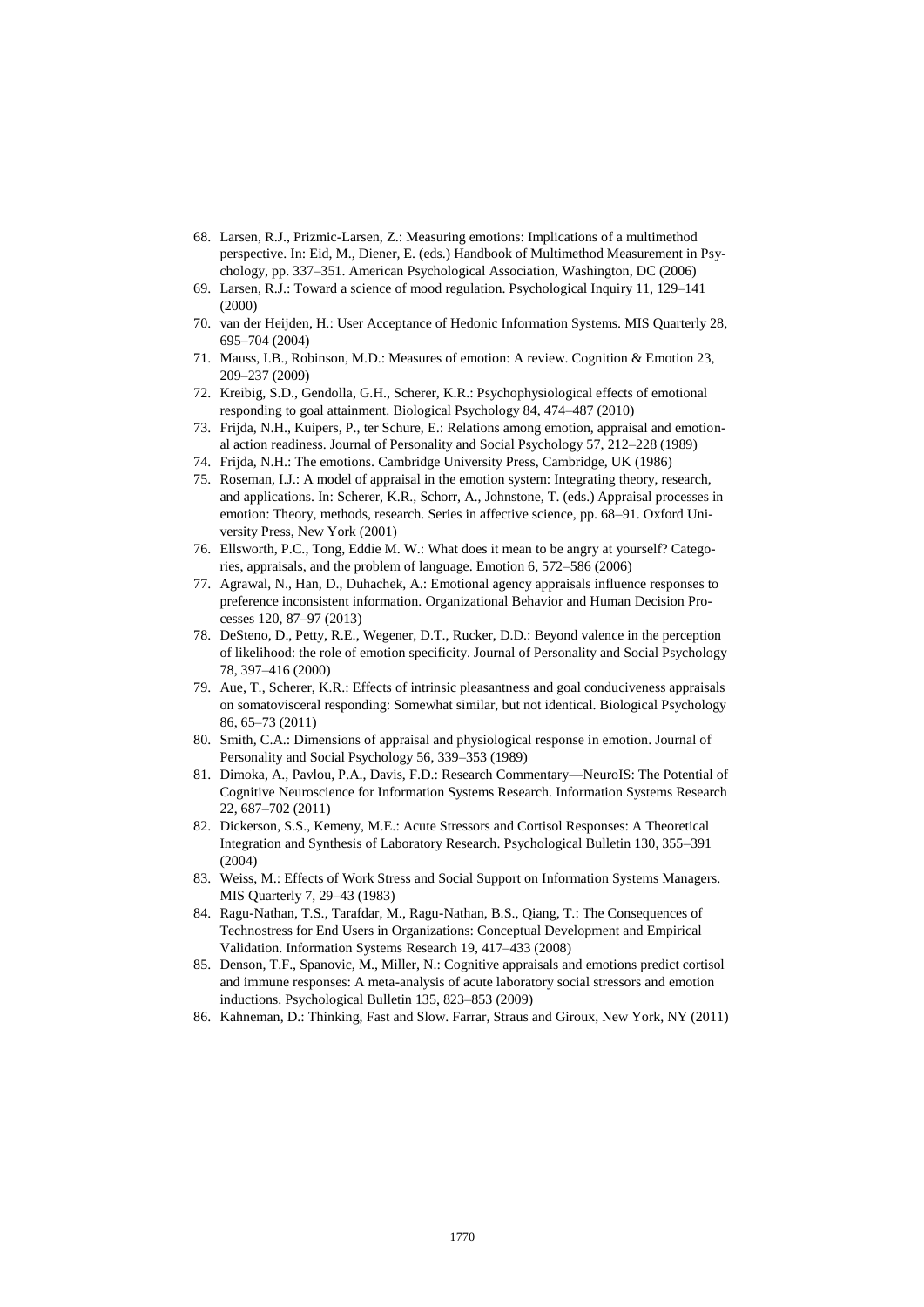68. Larsen, R.J., Prizmic-Larsen, Z.: Measuring emotions: Implications of a multimethod perspective. In: Eid, M., Diener, E. (eds.) Handbook of Multimethod Measurement in Psychology, pp. 337–351. American Psychological Association, Washington, DC (2006)
69. Larsen, R.J.: Toward a science of mood regulation. Psychological Inquiry 11, 129–141 (2000)
70. van der Heijden, H.: User Acceptance of Hedonic Information Systems. MIS Quarterly 28, 695–704 (2004)
71. Mauss, I.B., Robinson, M.D.: Measures of emotion: A review. Cognition & Emotion 23, 209–237 (2009)
72. Kreibig, S.D., Gendolla, G.H., Scherer, K.R.: Psychophysiological effects of emotional responding to goal attainment. Biological Psychology 84, 474–487 (2010)
73. Frijda, N.H., Kuipers, P., ter Schure, E.: Relations among emotion, appraisal and emotional action readiness. Journal of Personality and Social Psychology 57, 212–228 (1989)
74. Frijda, N.H.: The emotions. Cambridge University Press, Cambridge, UK (1986)
75. Roseman, I.J.: A model of appraisal in the emotion system: Integrating theory, research, and applications. In: Scherer, K.R., Schorr, A., Johnstone, T. (eds.) Appraisal processes in emotion: Theory, methods, research. Series in affective science, pp. 68–91. Oxford University Press, New York (2001)
76. Ellsworth, P.C., Tong, Eddie M. W.: What does it mean to be angry at yourself? Categories, appraisals, and the problem of language. Emotion 6, 572–586 (2006)
77. Agrawal, N., Han, D., Duhachek, A.: Emotional agency appraisals influence responses to preference inconsistent information. Organizational Behavior and Human Decision Processes 120, 87–97 (2013)
78. DeSteno, D., Petty, R.E., Wegener, D.T., Rucker, D.D.: Beyond valence in the perception of likelihood: the role of emotion specificity. Journal of Personality and Social Psychology 78, 397–416 (2000)
79. Aue, T., Scherer, K.R.: Effects of intrinsic pleasantness and goal conduciveness appraisals on somatovisceral responding: Somewhat similar, but not identical. Biological Psychology 86, 65–73 (2011)
80. Smith, C.A.: Dimensions of appraisal and physiological response in emotion. Journal of Personality and Social Psychology 56, 339–353 (1989)
81. Dimoka, A., Pavlou, P.A., Davis, F.D.: Research Commentary—NeuroIS: The Potential of Cognitive Neuroscience for Information Systems Research. Information Systems Research 22, 687–702 (2011)
82. Dickerson, S.S., Kemeny, M.E.: Acute Stressors and Cortisol Responses: A Theoretical Integration and Synthesis of Laboratory Research. Psychological Bulletin 130, 355–391 (2004)
83. Weiss, M.: Effects of Work Stress and Social Support on Information Systems Managers. MIS Quarterly 7, 29–43 (1983)
84. Ragu-Nathan, T.S., Tarafdar, M., Ragu-Nathan, B.S., Qiang, T.: The Consequences of Technostress for End Users in Organizations: Conceptual Development and Empirical Validation. Information Systems Research 19, 417–433 (2008)
85. Denson, T.F., Spanovic, M., Miller, N.: Cognitive appraisals and emotions predict cortisol and immune responses: A meta-analysis of acute laboratory social stressors and emotion inductions. Psychological Bulletin 135, 823–853 (2009)
86. Kahneman, D.: Thinking, Fast and Slow. Farrar, Straus and Giroux, New York, NY (2011)